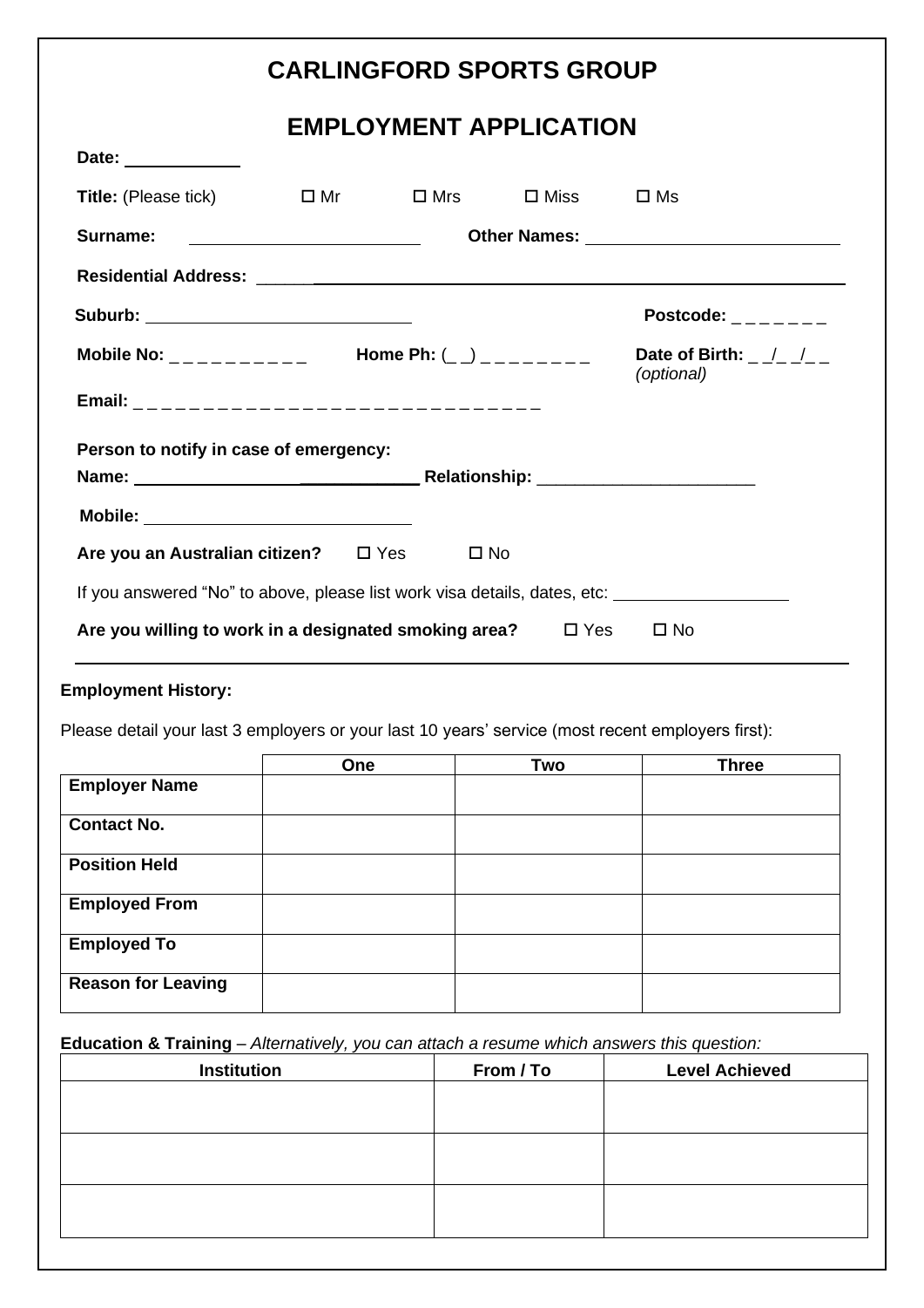# CARLINGFORD SPORTS GROUP

# EMPLOYMENT APPLICATION

**Date:** ____________

**Title:** (Please tick) ☐ Mr ☐ Mrs ☐ Miss ☐ Ms

**Surname:** ________________________ **Other Names:** ________________________

**Residential Address:** ____________________________________________________________

**Suburb:** ____________________________ **Postcode:** _ _ _ _ _ _ _

**Mobile No:** _ _ _ _ _ _ _ _ _ _ _ **Home Ph:** (_ _) _ _ _ _ _ _ _ _ **Date of Birth:** _ _/_ _/_ _ *(optional)*

**Email:** _ _ _ _ _ _ _ _ _ _ _ _ _ _ _ _ _ _ _ _ _ _ _ _ _ _ _ _ _ _

**Person to notify in case of emergency:**

**Name:** ______________________________ **Relationship:** ______________________

**Mobile:** ____________________________

**Are you an Australian citizen?** ☐ Yes ☐ No

If you answered "No" to above, please list work visa details, dates, etc: ___________________

**Are you willing to work in a designated smoking area?** ☐ Yes ☐ No

---

**Employment History:**

Please detail your last 3 employers or your last 10 years' service (most recent employers first):

| | One | Two | Three |
|---|---|---|---|
| **Employer Name** | | | |
| **Contact No.** | | | |
| **Position Held** | | | |
| **Employed From** | | | |
| **Employed To** | | | |
| **Reason for Leaving** | | | |

**Education & Training** – *Alternatively, you can attach a resume which answers this question:*

| Institution | From / To | Level Achieved |
|---|---|---|
| | | |
| | | |
| | | |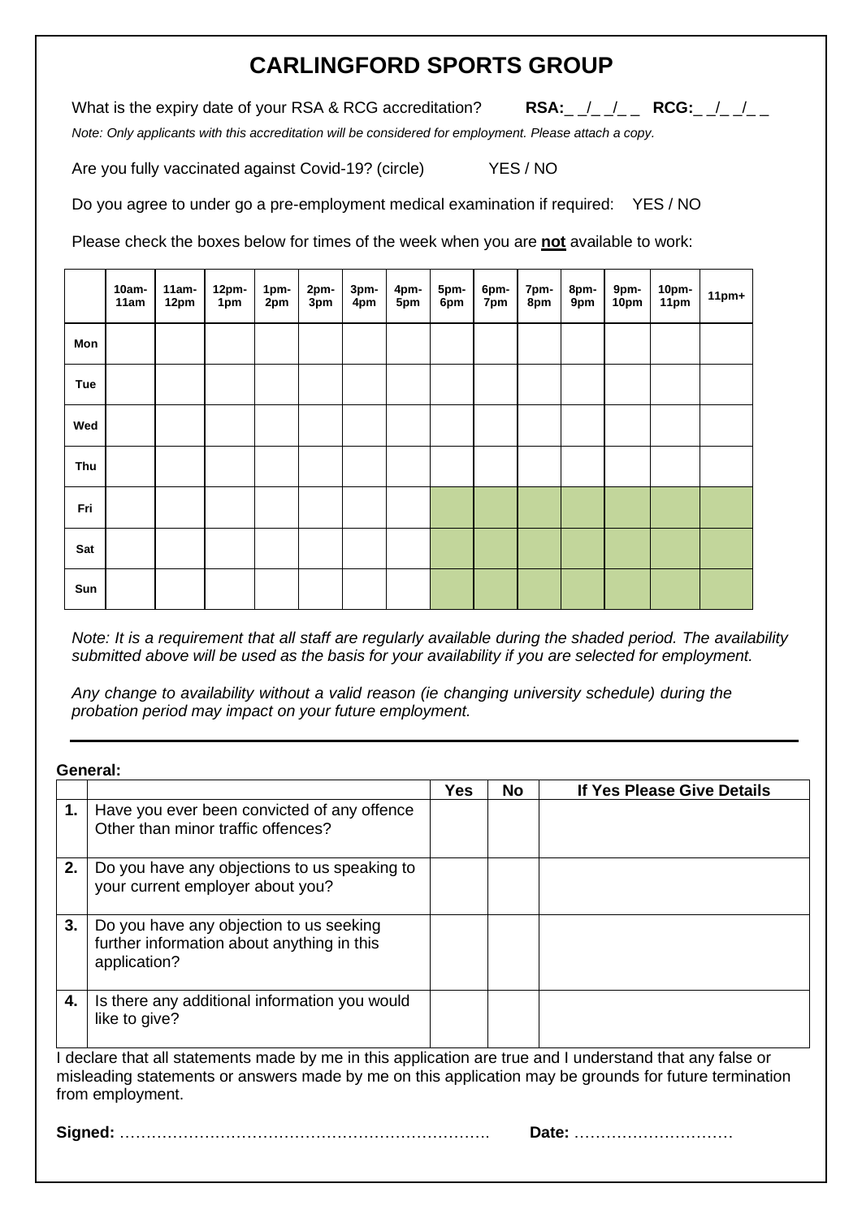# CARLINGFORD SPORTS GROUP

What is the expiry date of your RSA & RCG accreditation? **RSA:**_ _/_ _/_ _ **RCG:**_ _/_ _/_ _

*Note: Only applicants with this accreditation will be considered for employment. Please attach a copy.*

Are you fully vaccinated against Covid-19? (circle) YES / NO

Do you agree to under go a pre-employment medical examination if required: YES / NO

Please check the boxes below for times of the week when you are **not** available to work:

| | 10am-11am | 11am-12pm | 12pm-1pm | 1pm-2pm | 2pm-3pm | 3pm-4pm | 4pm-5pm | 5pm-6pm | 6pm-7pm | 7pm-8pm | 8pm-9pm | 9pm-10pm | 10pm-11pm | 11pm+ |
|---|---|---|---|---|---|---|---|---|---|---|---|---|---|---|
| **Mon** | | | | | | | | | | | | | | |
| **Tue** | | | | | | | | | | | | | | |
| **Wed** | | | | | | | | | | | | | | |
| **Thu** | | | | | | | | | | | | | | |
| **Fri** | | | | | | | | | | | | | | |
| **Sat** | | | | | | | | | | | | | | |
| **Sun** | | | | | | | | | | | | | | |

*Note: It is a requirement that all staff are regularly available during the shaded period. The availability submitted above will be used as the basis for your availability if you are selected for employment.*

*Any change to availability without a valid reason (ie changing university schedule) during the probation period may impact on your future employment.*

**General:**

| | | Yes | No | If Yes Please Give Details |
|---|---|---|---|---|
| **1.** | Have you ever been convicted of any offence Other than minor traffic offences? | | | |
| **2.** | Do you have any objections to us speaking to your current employer about you? | | | |
| **3.** | Do you have any objection to us seeking further information about anything in this application? | | | |
| **4.** | Is there any additional information you would like to give? | | | |

I declare that all statements made by me in this application are true and I understand that any false or misleading statements or answers made by me on this application may be grounds for future termination from employment.

**Signed:** ……………………………………………………………. **Date:** …………………………